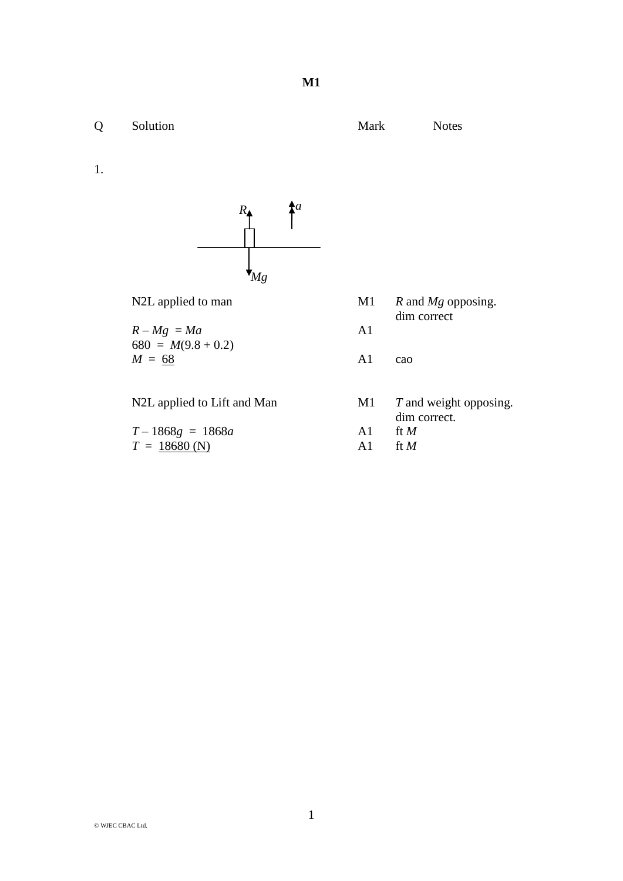# M1

| Q | Solution | Mark | Notes |
|---|---|---|---|
| 1. | | | |
| | N2L applied to man | M1 | $R$ and $Mg$ opposing. dim correct |
| | $R - Mg = Ma$ | A1 | |
| | $680 = M(9.8 + 0.2)$ | | |
| | $M = \underline{68}$ | A1 | cao |
| | | | |
| | N2L applied to Lift and Man | M1 | $T$ and weight opposing. dim correct. |
| | $T - 1868g = 1868a$ | A1 | ft $M$ |
| | $T = \underline{18680 \text{ (N)}}$ | A1 | ft $M$ |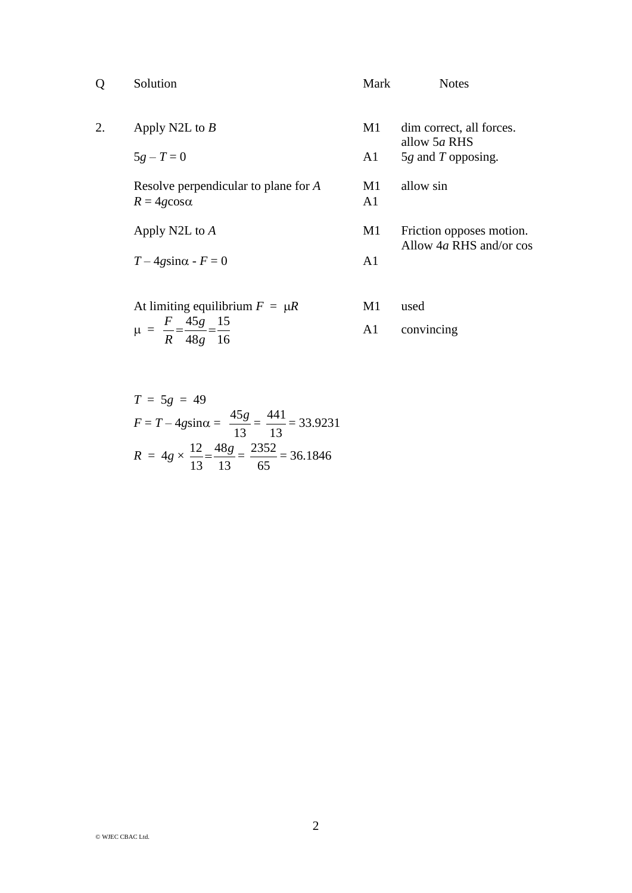| Q | Solution | Mark | Notes |
|---|---|---|---|
| 2. | Apply N2L to $B$ | M1 | dim correct, all forces. allow $5a$ RHS |
| | $5g - T = 0$ | A1 | $5g$ and $T$ opposing. |
| | Resolve perpendicular to plane for $A$ | M1 | allow sin |
| | $R = 4g\cos\alpha$ | A1 | |
| | Apply N2L to $A$ | M1 | Friction opposes motion. Allow $4a$ RHS and/or cos |
| | $T - 4g\sin\alpha - F = 0$ | A1 | |
| | At limiting equilibrium $F = \mu R$ | M1 | used |
| | $\mu = \dfrac{F}{R} = \dfrac{45g}{48g} = \dfrac{15}{16}$ | A1 | convincing |

$T = 5g = 49$

$F = T - 4g\sin\alpha = \dfrac{45g}{13} = \dfrac{441}{13} = 33.9231$

$R = 4g \times \dfrac{12}{13} = \dfrac{48g}{13} = \dfrac{2352}{65} = 36.1846$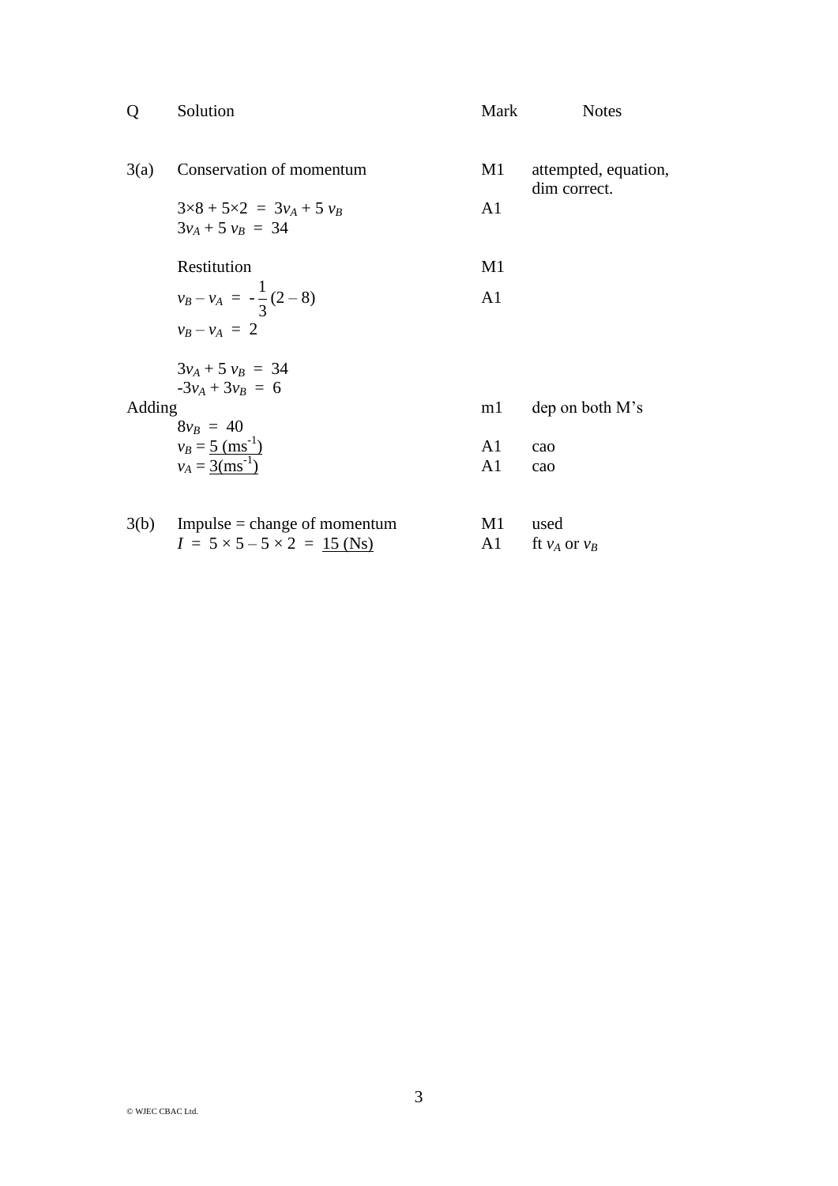| Q | Solution | Mark | Notes |
|---|---|---|---|
| 3(a) | Conservation of momentum | M1 | attempted, equation, dim correct. |
| | $3\times8 + 5\times2 = 3v_A + 5v_B$ | A1 | |
| | $3v_A + 5v_B = 34$ | | |
| | Restitution | M1 | |
| | $v_B - v_A = -\frac{1}{3}(2 - 8)$ | A1 | |
| | $v_B - v_A = 2$ | | |
| | $3v_A + 5v_B = 34$ | | |
| | $-3v_A + 3v_B = 6$ | | |
| Adding | | m1 | dep on both M's |
| | $8v_B = 40$ | | |
| | $v_B = \underline{5\ (\text{ms}^{-1})}$ | A1 | cao |
| | $v_A = \underline{3(\text{ms}^{-1})}$ | A1 | cao |
| 3(b) | Impulse = change of momentum | M1 | used |
| | $I = 5\times5 - 5\times2 = \underline{15\ (\text{Ns})}$ | A1 | ft $v_A$ or $v_B$ |

© WJEC CBAC Ltd.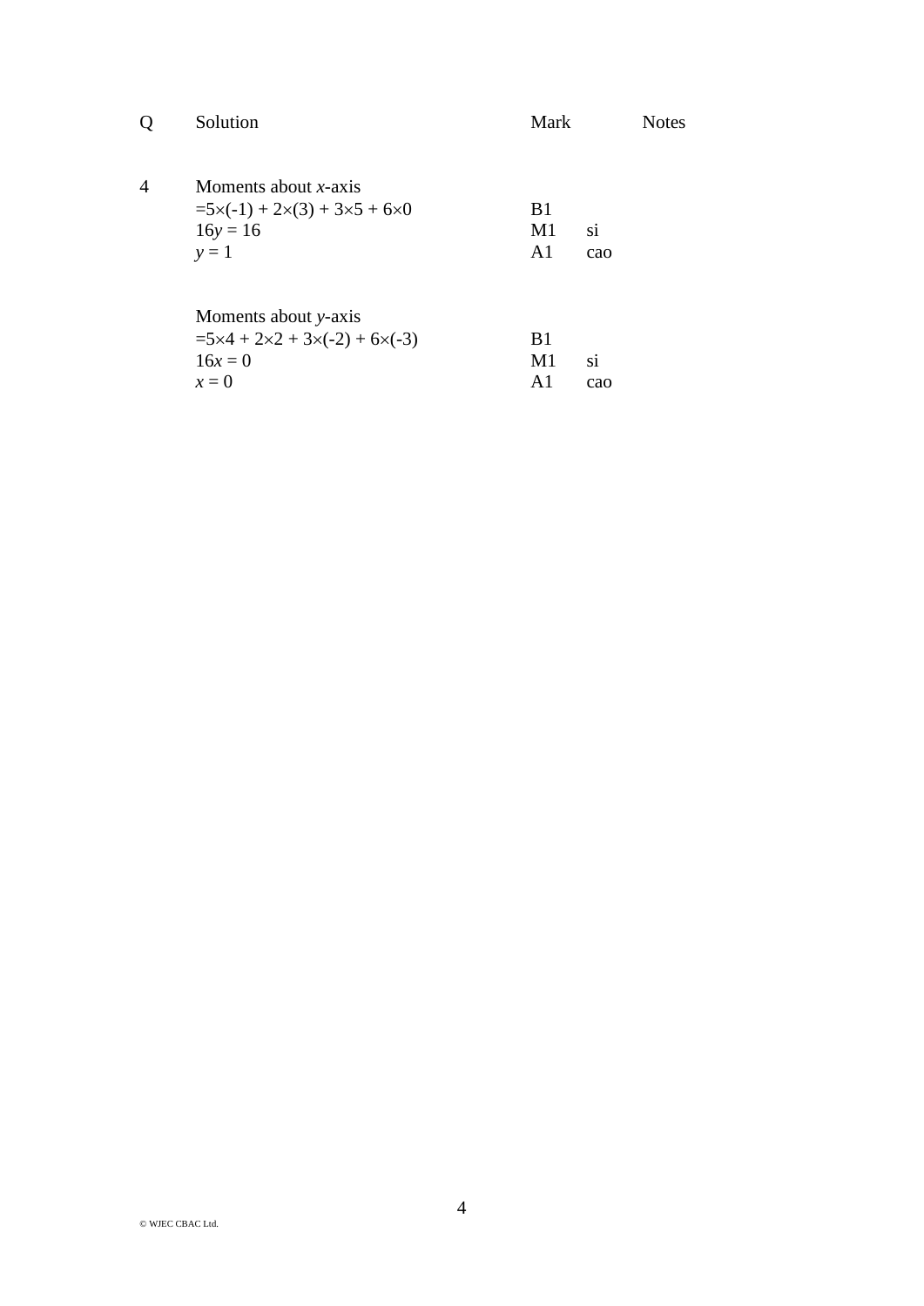| Q | Solution | Mark | | Notes |
|---|---|---|---|---|
| 4 | Moments about $x$-axis | | | |
| | $=5\times(-1) + 2\times(3) + 3\times5 + 6\times0$ | B1 | | |
| | $16y = 16$ | M1 | si | |
| | $y = 1$ | A1 | cao | |
| | | | | |
| | Moments about $y$-axis | | | |
| | $=5\times4 + 2\times2 + 3\times(-2) + 6\times(-3)$ | B1 | | |
| | $16x = 0$ | M1 | si | |
| | $x = 0$ | A1 | cao | |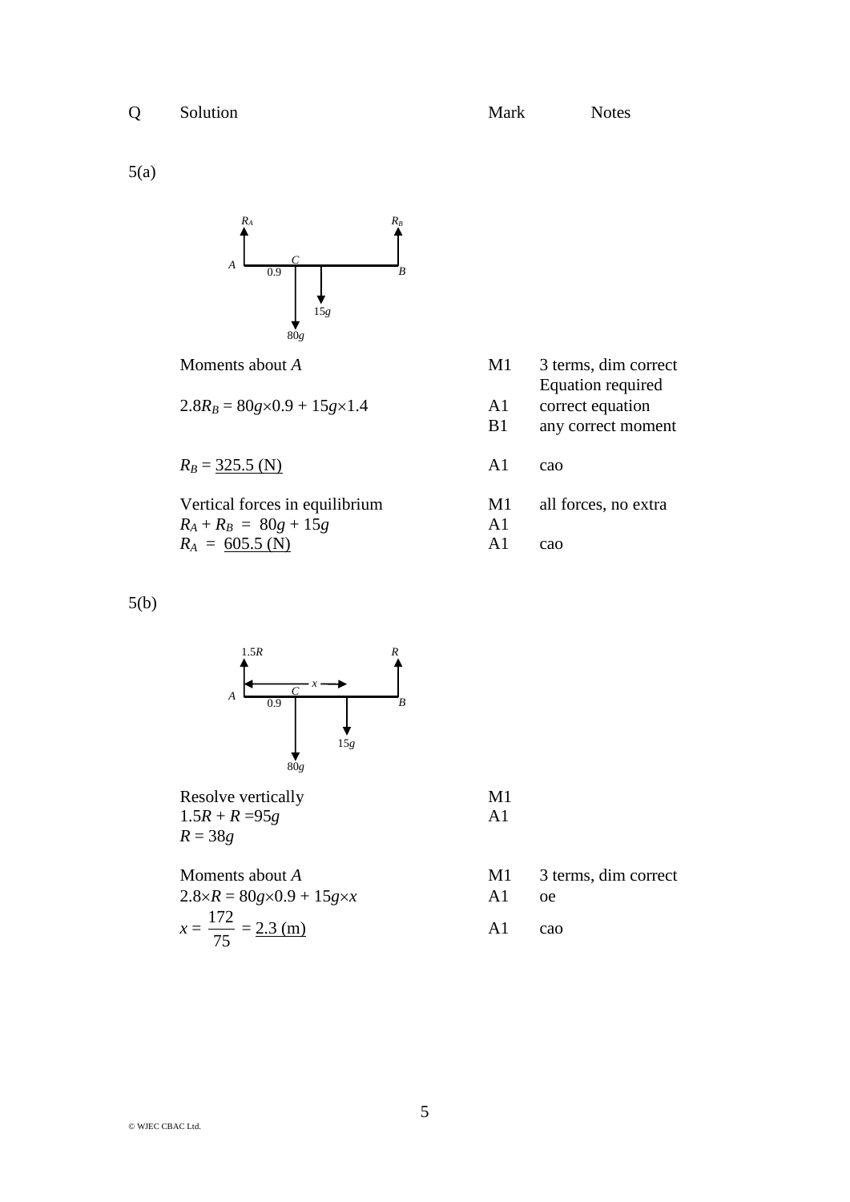| Q | Solution | Mark | Notes |
|---|---|---|---|
| 5(a) | | | |
| | Moments about $A$ | M1 | 3 terms, dim correct Equation required |
| | $2.8R_B = 80g\times0.9 + 15g\times1.4$ | A1 | correct equation |
| | | B1 | any correct moment |
| | $R_B = \underline{325.5\text{ (N)}}$ | A1 | cao |
| | Vertical forces in equilibrium | M1 | all forces, no extra |
| | $R_A + R_B = 80g + 15g$ | A1 | |
| | $R_A = \underline{605.5\text{ (N)}}$ | A1 | cao |
| 5(b) | | | |
| | Resolve vertically | M1 | |
| | $1.5R + R = 95g$ | A1 | |
| | $R = 38g$ | | |
| | Moments about $A$ | M1 | 3 terms, dim correct |
| | $2.8\times R = 80g\times0.9 + 15g\times x$ | A1 | oe |
| | $x = \dfrac{172}{75} = \underline{2.3\text{ (m)}}$ | A1 | cao |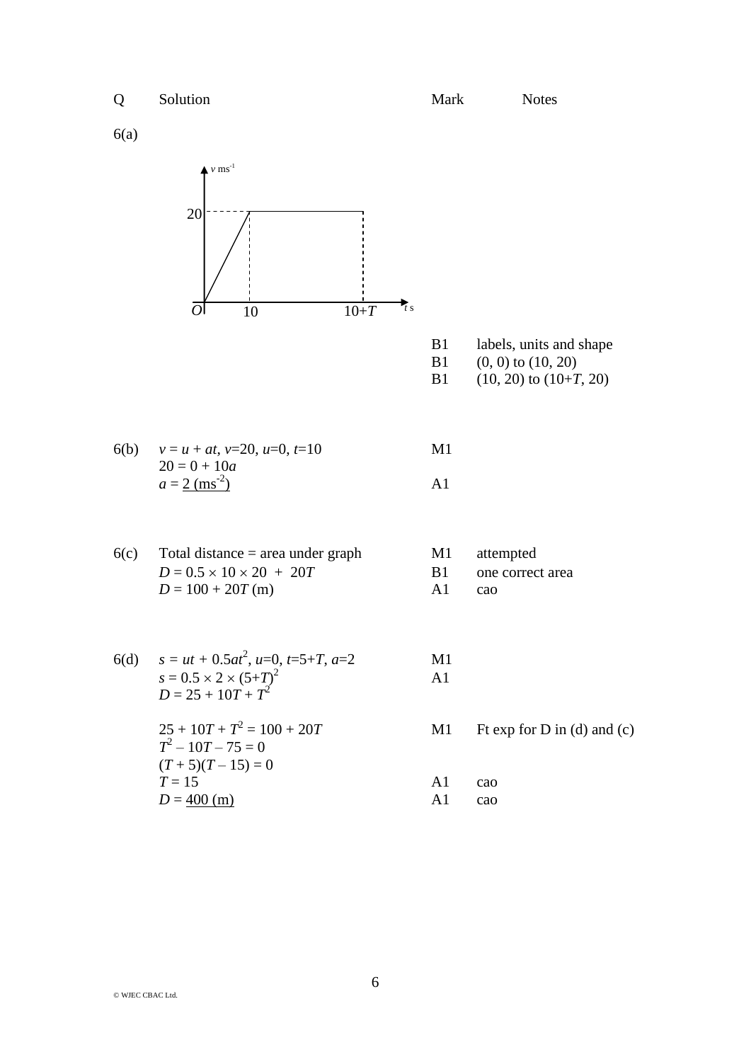| Q | Solution | Mark | Notes |
|---|---|---|---|
| 6(a) | | | |
| | | B1 | labels, units and shape |
| | | B1 | (0, 0) to (10, 20) |
| | | B1 | (10, 20) to (10+$T$, 20) |
| 6(b) | $v = u + at$, $v$=20, $u$=0, $t$=10 | M1 | |
| | $20 = 0 + 10a$ | | |
| | $a$ = 2 (ms$^{-2}$) | A1 | |
| 6(c) | Total distance = area under graph | M1 | attempted |
| | $D = 0.5 \times 10 \times 20 + 20T$ | B1 | one correct area |
| | $D = 100 + 20T$ (m) | A1 | cao |
| 6(d) | $s = ut + 0.5at^2$, $u$=0, $t$=5+$T$, $a$=2 | M1 | |
| | $s = 0.5 \times 2 \times (5+T)^2$ | A1 | |
| | $D = 25 + 10T + T^2$ | | |
| | $25 + 10T + T^2 = 100 + 20T$ | M1 | Ft exp for D in (d) and (c) |
| | $T^2 - 10T - 75 = 0$ | | |
| | $(T + 5)(T - 15) = 0$ | | |
| | $T = 15$ | A1 | cao |
| | $D$ = 400 (m) | A1 | cao |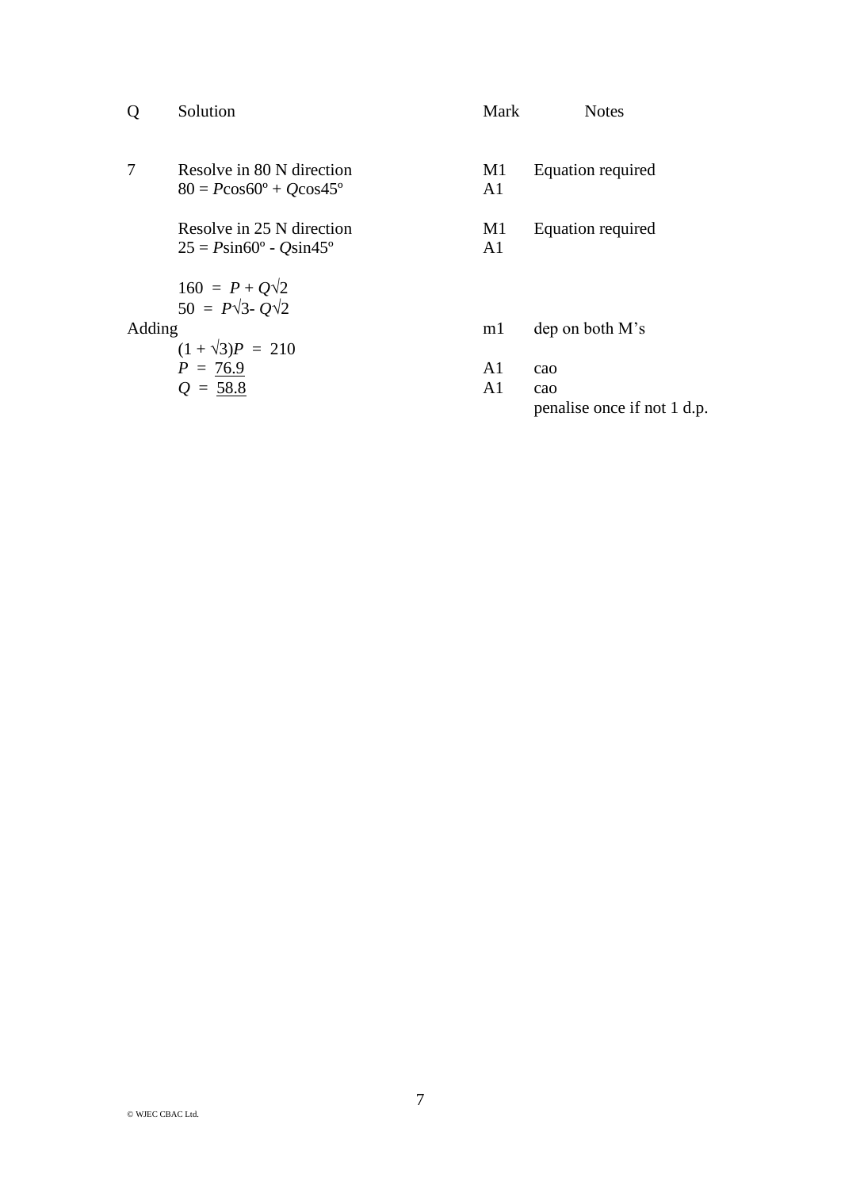| Q | Solution | Mark | Notes |
|---|---|---|---|
| 7 | Resolve in 80 N direction | M1 | Equation required |
| | $80 = P\cos60^\circ + Q\cos45^\circ$ | A1 | |
| | | | |
| | Resolve in 25 N direction | M1 | Equation required |
| | $25 = P\sin60^\circ - Q\sin45^\circ$ | A1 | |
| | | | |
| | $160 = P + Q\sqrt{2}$ | | |
| | $50 = P\sqrt{3} - Q\sqrt{2}$ | | |
| Adding | | m1 | dep on both M's |
| | $(1 + \sqrt{3})P = 210$ | | |
| | $P = \underline{76.9}$ | A1 | cao |
| | $Q = \underline{58.8}$ | A1 | cao |
| | | | penalise once if not 1 d.p. |

© WJEC CBAC Ltd.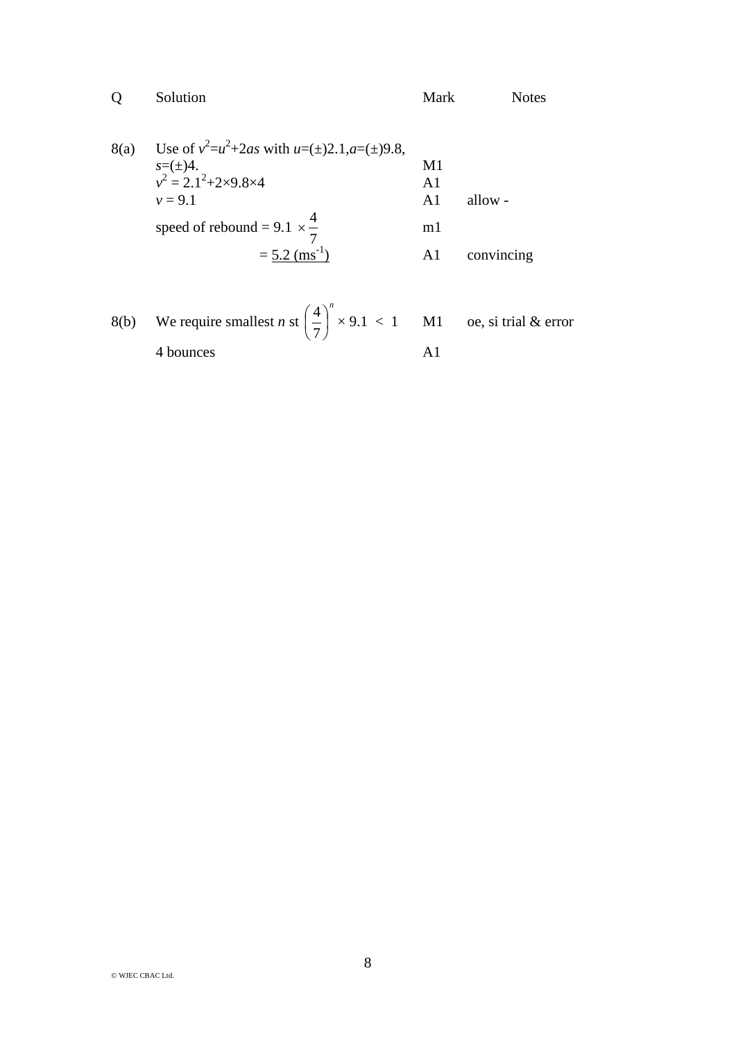| Q | Solution | Mark | Notes |
|---|---|---|---|
| 8(a) | Use of $v^2=u^2+2as$ with $u=(\pm)2.1, a=(\pm)9.8$, $s=(\pm)4$. | M1 | |
| | $v^2 = 2.1^2+2\times9.8\times4$ | A1 | |
| | $v = 9.1$ | A1 | allow - |
| | speed of rebound = $9.1 \times \frac{4}{7}$ | m1 | |
| | = <u>5.2 (ms$^{-1}$)</u> | A1 | convincing |
| | | | |
| 8(b) | We require smallest $n$ st $\left(\frac{4}{7}\right)^n \times 9.1 < 1$ | M1 | oe, si trial & error |
| | 4 bounces | A1 | |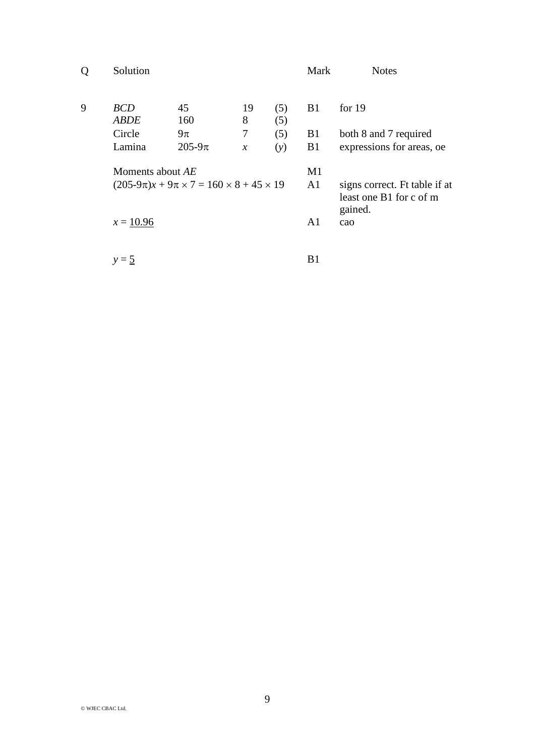| Q | Solution | | | | Mark | Notes |
|---|---|---|---|---|---|---|
| 9 | *BCD* | 45 | 19 | (5) | B1 | for 19 |
| | *ABDE* | 160 | 8 | (5) | | |
| | Circle | $9\pi$ | 7 | (5) | B1 | both 8 and 7 required |
| | Lamina | $205-9\pi$ | $x$ | $(y)$ | B1 | expressions for areas, oe |
| | | | | | | |
| | Moments about *AE* | | | | M1 | |
| | $(205-9\pi)x + 9\pi \times 7 = 160 \times 8 + 45 \times 19$ | | | | A1 | signs correct. Ft table if at least one B1 for c of m gained. |
| | $x = \underline{10.96}$ | | | | A1 | cao |
| | | | | | | |
| | $y = \underline{5}$ | | | | B1 | |

© WJEC CBAC Ltd.